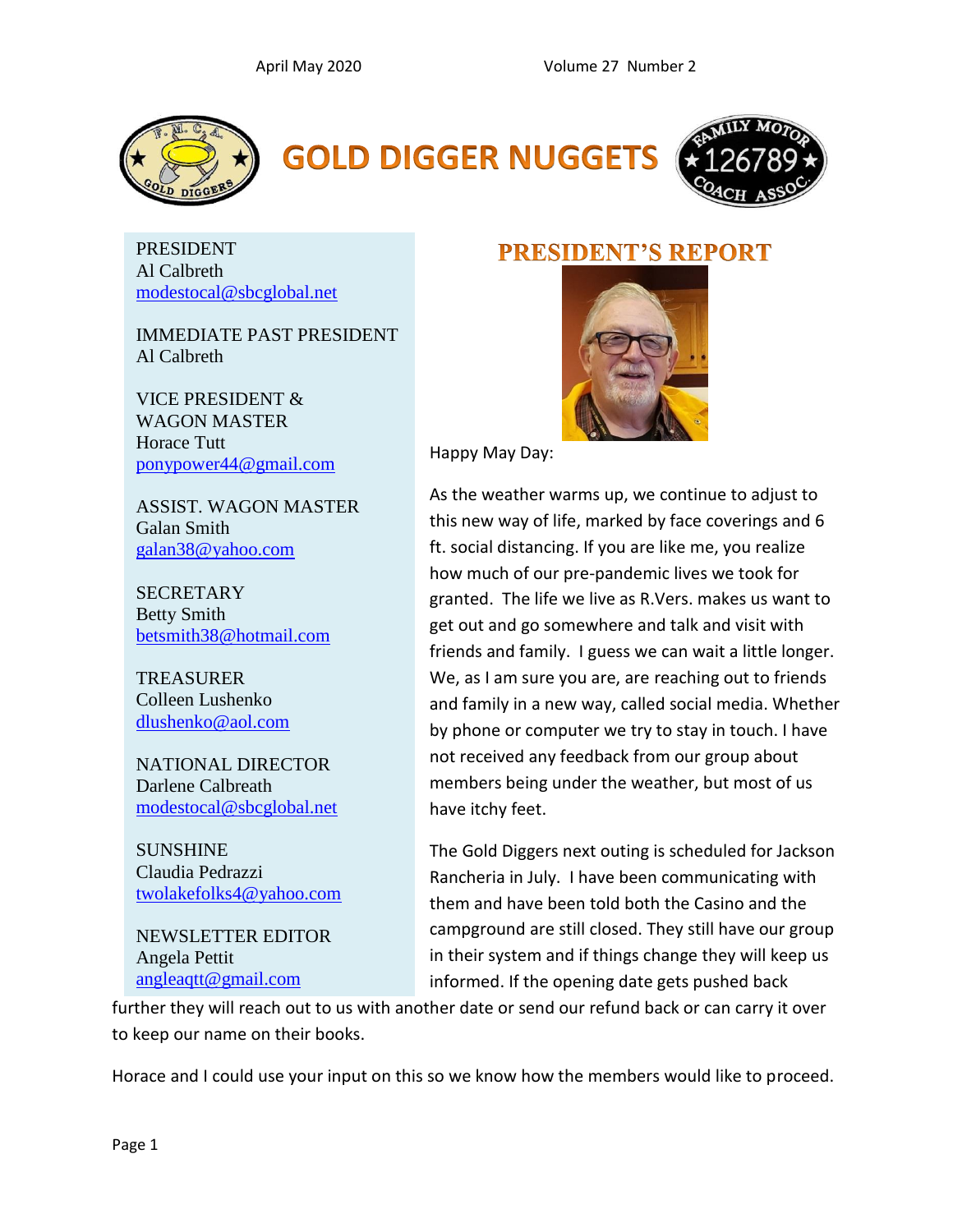April May 2020 Volume 27 Number 2

# GOLD DIGGER NUGGETS

PRESIDENT
Al Calbreth
modestocal@sbcglobal.net

IMMEDIATE PAST PRESIDENT
Al Calbreth

VICE PRESIDENT &
WAGON MASTER
Horace Tutt
ponypower44@gmail.com

ASSIST. WAGON MASTER
Galan Smith
galan38@yahoo.com

SECRETARY
Betty Smith
betsmith38@hotmail.com

TREASURER
Colleen Lushenko
dlushenko@aol.com

NATIONAL DIRECTOR
Darlene Calbreath
modestocal@sbcglobal.net

SUNSHINE
Claudia Pedrazzi
twolakefolks4@yahoo.com

NEWSLETTER EDITOR
Angela Pettit
angleaqtt@gmail.com

## PRESIDENT'S REPORT

Happy May Day:

As the weather warms up, we continue to adjust to this new way of life, marked by face coverings and 6 ft. social distancing. If you are like me, you realize how much of our pre-pandemic lives we took for granted. The life we live as R.Vers. makes us want to get out and go somewhere and talk and visit with friends and family. I guess we can wait a little longer. We, as I am sure you are, are reaching out to friends and family in a new way, called social media. Whether by phone or computer we try to stay in touch. I have not received any feedback from our group about members being under the weather, but most of us have itchy feet.

The Gold Diggers next outing is scheduled for Jackson Rancheria in July. I have been communicating with them and have been told both the Casino and the campground are still closed. They still have our group in their system and if things change they will keep us informed. If the opening date gets pushed back further they will reach out to us with another date or send our refund back or can carry it over to keep our name on their books.

Horace and I could use your input on this so we know how the members would like to proceed.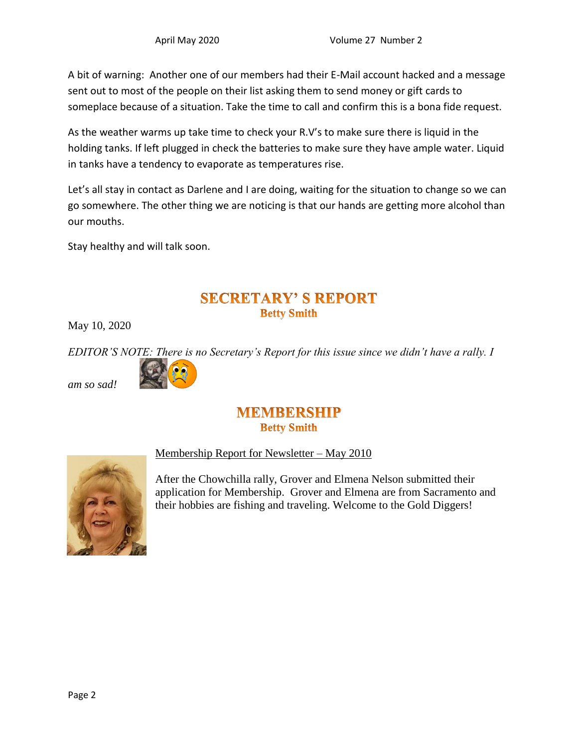A bit of warning: Another one of our members had their E-Mail account hacked and a message sent out to most of the people on their list asking them to send money or gift cards to someplace because of a situation. Take the time to call and confirm this is a bona fide request.

As the weather warms up take time to check your R.V's to make sure there is liquid in the holding tanks. If left plugged in check the batteries to make sure they have ample water. Liquid in tanks have a tendency to evaporate as temperatures rise.

Let's all stay in contact as Darlene and I are doing, waiting for the situation to change so we can go somewhere. The other thing we are noticing is that our hands are getting more alcohol than our mouths.

Stay healthy and will talk soon.

## SECRETARY' S REPORT

**Betty Smith**

May 10, 2020

*EDITOR'S NOTE: There is no Secretary's Report for this issue since we didn't have a rally. I am so sad!*

## MEMBERSHIP

**Betty Smith**

Membership Report for Newsletter – May 2010

After the Chowchilla rally, Grover and Elmena Nelson submitted their application for Membership. Grover and Elmena are from Sacramento and their hobbies are fishing and traveling. Welcome to the Gold Diggers!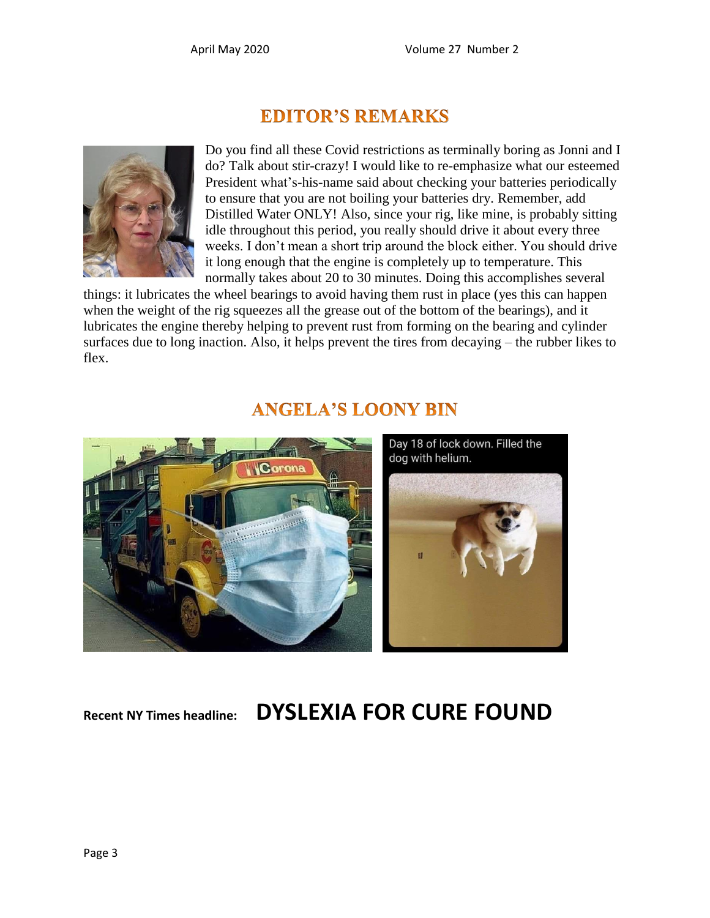## EDITOR'S REMARKS

Do you find all these Covid restrictions as terminally boring as Jonni and I do? Talk about stir-crazy! I would like to re-emphasize what our esteemed President what's-his-name said about checking your batteries periodically to ensure that you are not boiling your batteries dry. Remember, add Distilled Water ONLY! Also, since your rig, like mine, is probably sitting idle throughout this period, you really should drive it about every three weeks. I don't mean a short trip around the block either. You should drive it long enough that the engine is completely up to temperature. This normally takes about 20 to 30 minutes. Doing this accomplishes several things: it lubricates the wheel bearings to avoid having them rust in place (yes this can happen when the weight of the rig squeezes all the grease out of the bottom of the bearings), and it lubricates the engine thereby helping to prevent rust from forming on the bearing and cylinder surfaces due to long inaction. Also, it helps prevent the tires from decaying – the rubber likes to flex.

## ANGELA'S LOONY BIN

Day 18 of lock down. Filled the dog with helium.

**Recent NY Times headline:** **DYSLEXIA FOR CURE FOUND**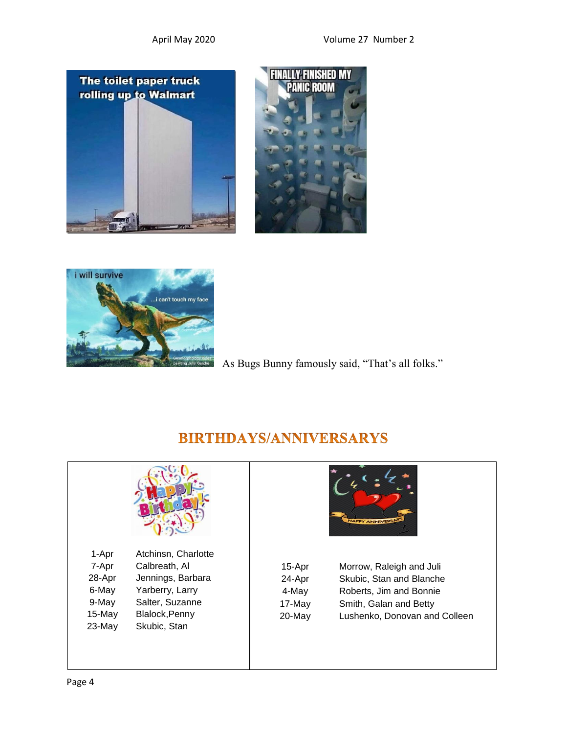As Bugs Bunny famously said, "That's all folks."

## BIRTHDAYS/ANNIVERSARYS

| Date | Birthday |
|---|---|
| 1-Apr | Atchinsn, Charlotte |
| 7-Apr | Calbreath, Al |
| 28-Apr | Jennings, Barbara |
| 6-May | Yarberry, Larry |
| 9-May | Salter, Suzanne |
| 15-May | Blalock,Penny |
| 23-May | Skubic, Stan |

| Date | Anniversary |
|---|---|
| 15-Apr | Morrow, Raleigh and Juli |
| 24-Apr | Skubic, Stan and Blanche |
| 4-May | Roberts, Jim and Bonnie |
| 17-May | Smith, Galan and Betty |
| 20-May | Lushenko, Donovan and Colleen |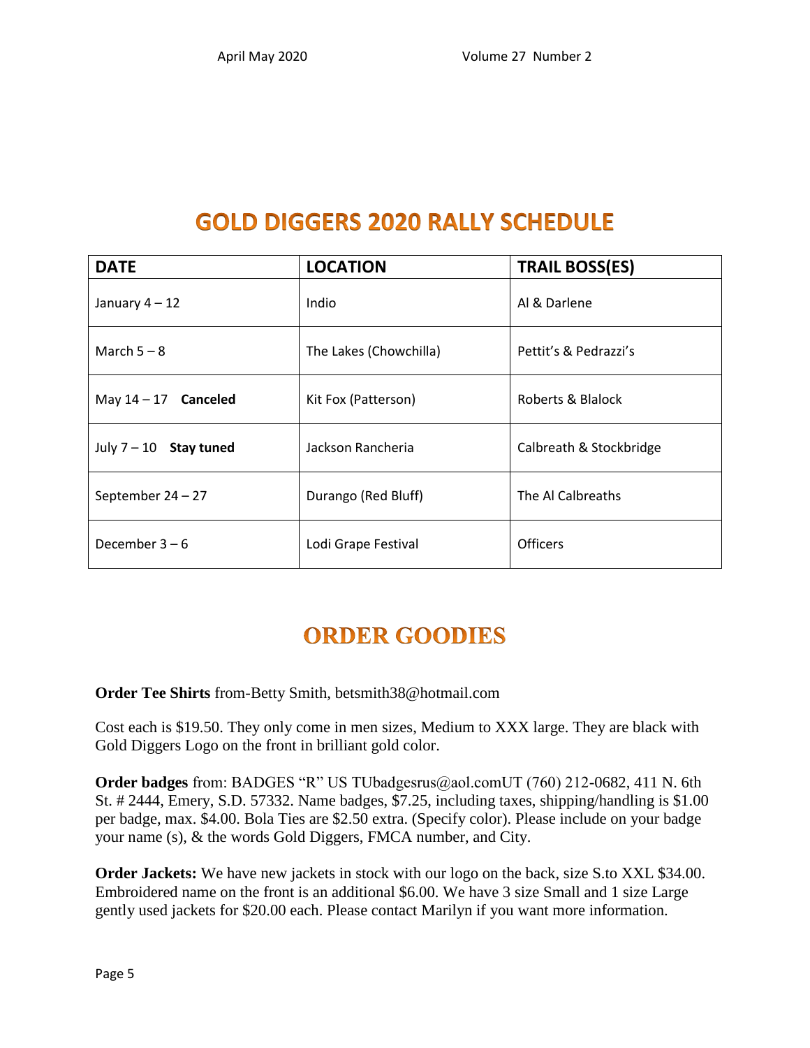# GOLD DIGGERS 2020 RALLY SCHEDULE

| DATE | LOCATION | TRAIL BOSS(ES) |
|---|---|---|
| January 4 – 12 | Indio | Al & Darlene |
| March 5 – 8 | The Lakes (Chowchilla) | Pettit's & Pedrazzi's |
| May 14 – 17 **Canceled** | Kit Fox (Patterson) | Roberts & Blalock |
| July 7 – 10 **Stay tuned** | Jackson Rancheria | Calbreath & Stockbridge |
| September 24 – 27 | Durango (Red Bluff) | The Al Calbreaths |
| December 3 – 6 | Lodi Grape Festival | Officers |

# ORDER GOODIES

**Order Tee Shirts** from-Betty Smith, betsmith38@hotmail.com

Cost each is $19.50. They only come in men sizes, Medium to XXX large. They are black with Gold Diggers Logo on the front in brilliant gold color.

**Order badges** from: BADGES "R" US TUbadgesrus@aol.comUT (760) 212-0682, 411 N. 6th St. # 2444, Emery, S.D. 57332. Name badges, $7.25, including taxes, shipping/handling is $1.00 per badge, max. $4.00. Bola Ties are $2.50 extra. (Specify color). Please include on your badge your name (s), & the words Gold Diggers, FMCA number, and City.

**Order Jackets:** We have new jackets in stock with our logo on the back, size S.to XXL $34.00. Embroidered name on the front is an additional $6.00. We have 3 size Small and 1 size Large gently used jackets for $20.00 each. Please contact Marilyn if you want more information.